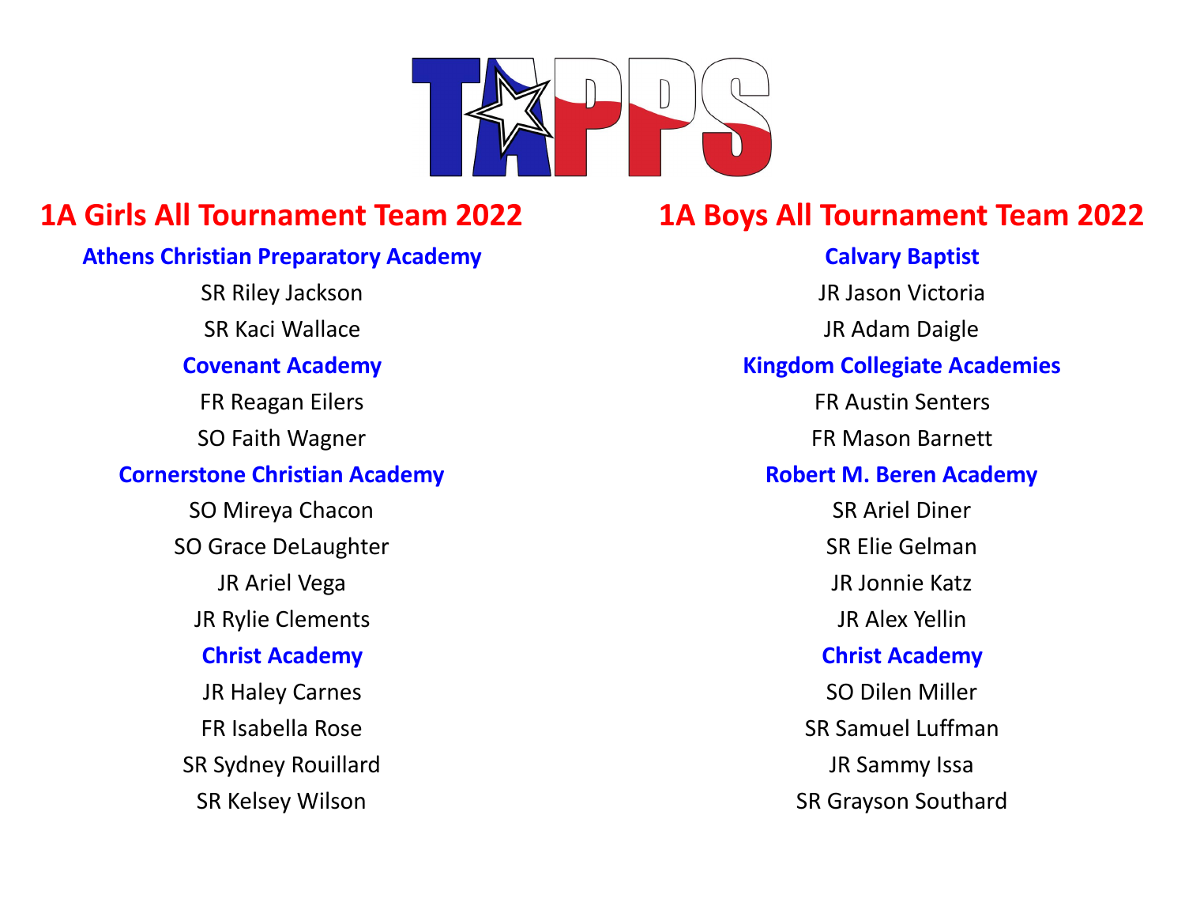# TAPPS

## 1A Girls All Tournament Team 2022

### Athens Christian Preparatory Academy

SR Riley Jackson

SR Kaci Wallace

### Covenant Academy

FR Reagan Eilers

SO Faith Wagner

### Cornerstone Christian Academy

SO Mireya Chacon

SO Grace DeLaughter

JR Ariel Vega

JR Rylie Clements

### Christ Academy

JR Haley Carnes

FR Isabella Rose

SR Sydney Rouillard

SR Kelsey Wilson

## 1A Boys All Tournament Team 2022

### Calvary Baptist

JR Jason Victoria

JR Adam Daigle

### Kingdom Collegiate Academies

FR Austin Senters

FR Mason Barnett

### Robert M. Beren Academy

SR Ariel Diner

SR Elie Gelman

JR Jonnie Katz

JR Alex Yellin

### Christ Academy

SO Dilen Miller

SR Samuel Luffman

JR Sammy Issa

SR Grayson Southard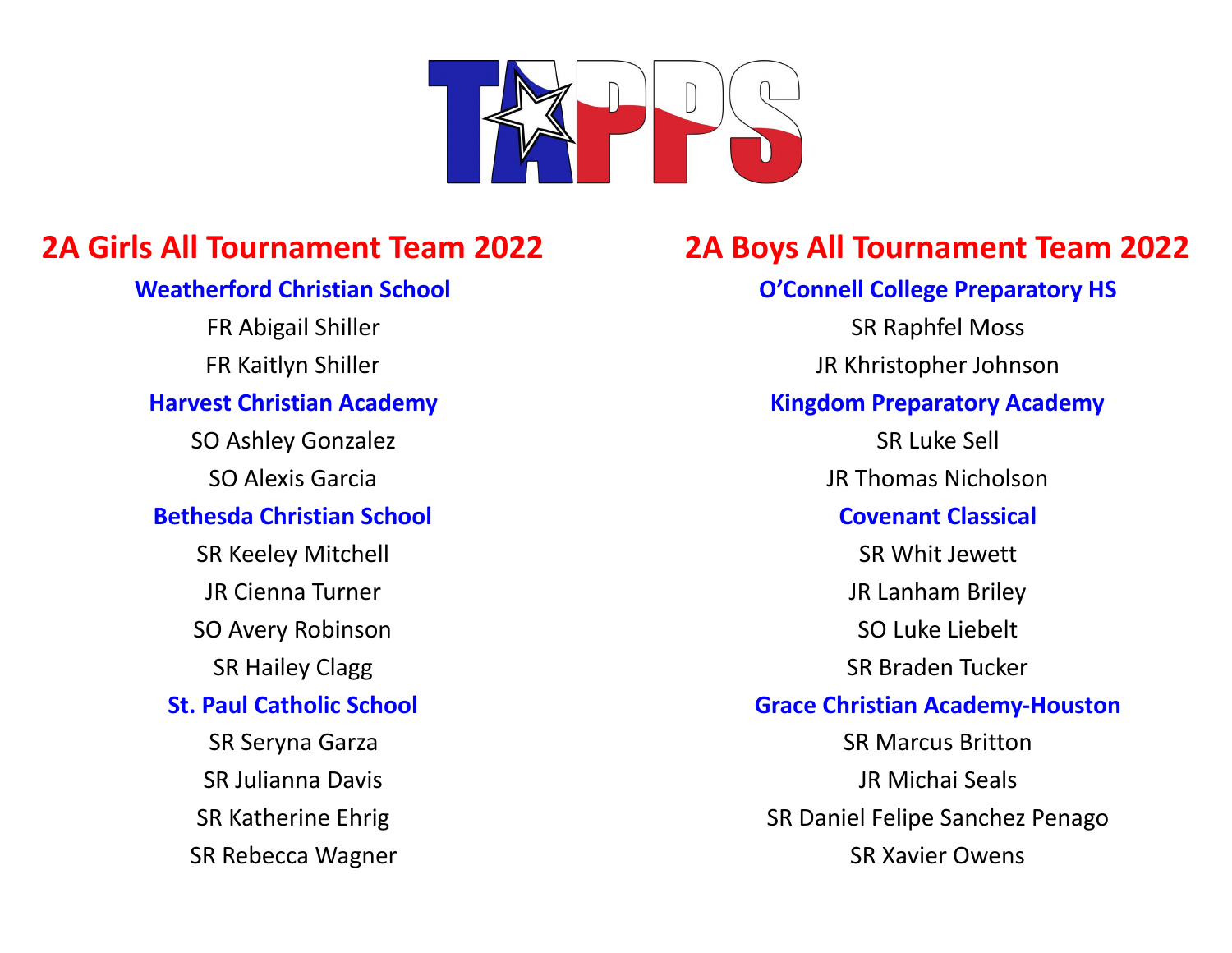TAPPS

## 2A Girls All Tournament Team 2022

**Weatherford Christian School**

FR Abigail Shiller

FR Kaitlyn Shiller

**Harvest Christian Academy**

SO Ashley Gonzalez

SO Alexis Garcia

**Bethesda Christian School**

SR Keeley Mitchell

JR Cienna Turner

SO Avery Robinson

SR Hailey Clagg

**St. Paul Catholic School**

SR Seryna Garza

SR Julianna Davis

SR Katherine Ehrig

SR Rebecca Wagner

## 2A Boys All Tournament Team 2022

**O'Connell College Preparatory HS**

SR Raphfel Moss

JR Khristopher Johnson

**Kingdom Preparatory Academy**

SR Luke Sell

JR Thomas Nicholson

**Covenant Classical**

SR Whit Jewett

JR Lanham Briley

SO Luke Liebelt

SR Braden Tucker

**Grace Christian Academy-Houston**

SR Marcus Britton

JR Michai Seals

SR Daniel Felipe Sanchez Penago

SR Xavier Owens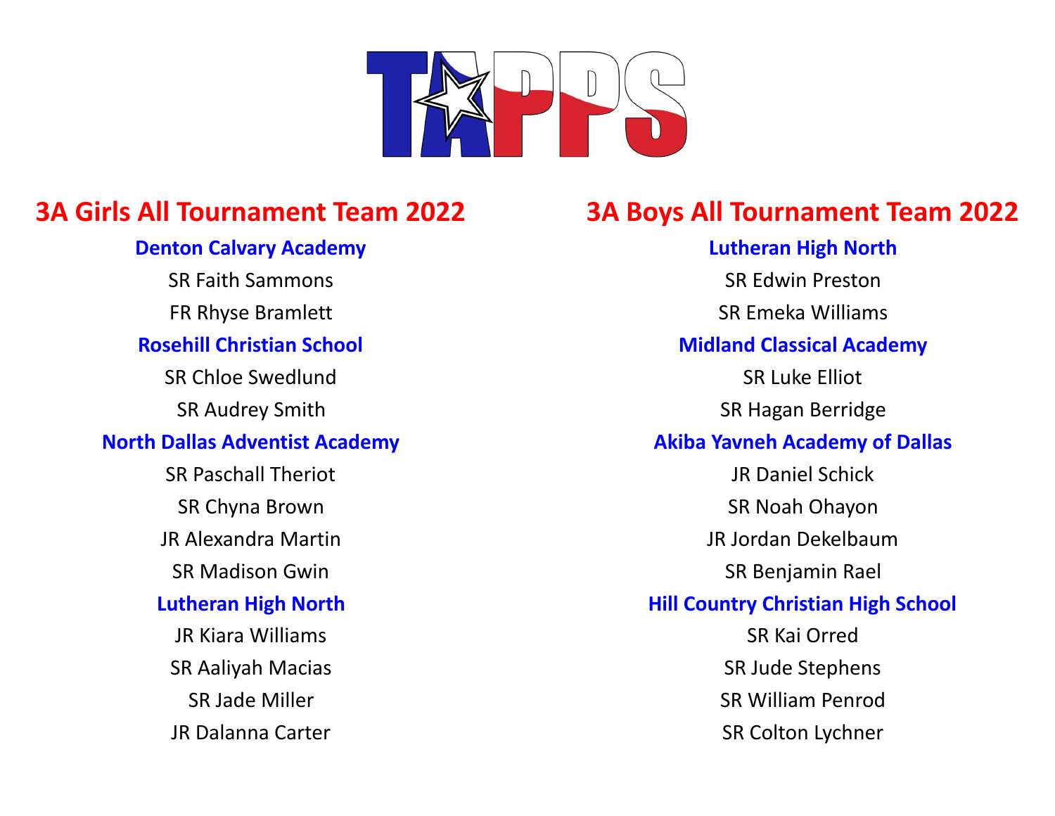TAPPS

## 3A Girls All Tournament Team 2022

**Denton Calvary Academy**

SR Faith Sammons

FR Rhyse Bramlett

**Rosehill Christian School**

SR Chloe Swedlund

SR Audrey Smith

**North Dallas Adventist Academy**

SR Paschall Theriot

SR Chyna Brown

JR Alexandra Martin

SR Madison Gwin

**Lutheran High North**

JR Kiara Williams

SR Aaliyah Macias

SR Jade Miller

JR Dalanna Carter

## 3A Boys All Tournament Team 2022

**Lutheran High North**

SR Edwin Preston

SR Emeka Williams

**Midland Classical Academy**

SR Luke Elliot

SR Hagan Berridge

**Akiba Yavneh Academy of Dallas**

JR Daniel Schick

SR Noah Ohayon

JR Jordan Dekelbaum

SR Benjamin Rael

**Hill Country Christian High School**

SR Kai Orred

SR Jude Stephens

SR William Penrod

SR Colton Lychner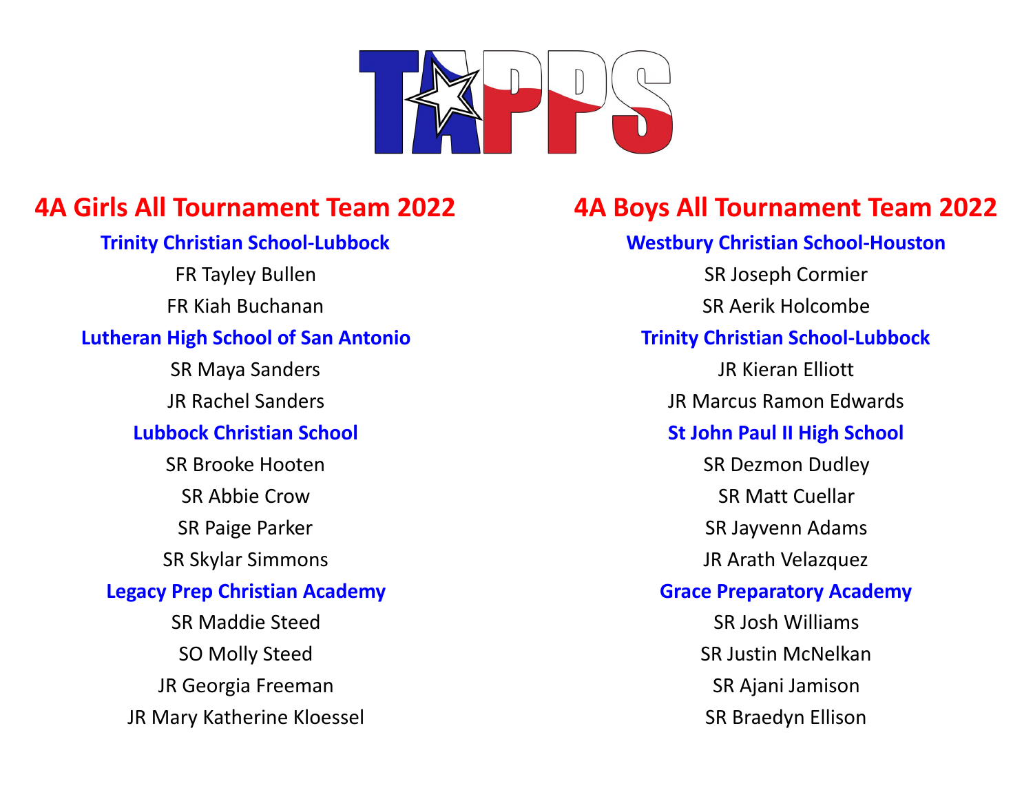TAPPS

## 4A Girls All Tournament Team 2022

**Trinity Christian School-Lubbock**

FR Tayley Bullen

FR Kiah Buchanan

**Lutheran High School of San Antonio**

SR Maya Sanders

JR Rachel Sanders

**Lubbock Christian School**

SR Brooke Hooten

SR Abbie Crow

SR Paige Parker

SR Skylar Simmons

**Legacy Prep Christian Academy**

SR Maddie Steed

SO Molly Steed

JR Georgia Freeman

JR Mary Katherine Kloessel

## 4A Boys All Tournament Team 2022

**Westbury Christian School-Houston**

SR Joseph Cormier

SR Aerik Holcombe

**Trinity Christian School-Lubbock**

JR Kieran Elliott

JR Marcus Ramon Edwards

**St John Paul II High School**

SR Dezmon Dudley

SR Matt Cuellar

SR Jayvenn Adams

JR Arath Velazquez

**Grace Preparatory Academy**

SR Josh Williams

SR Justin McNelkan

SR Ajani Jamison

SR Braedyn Ellison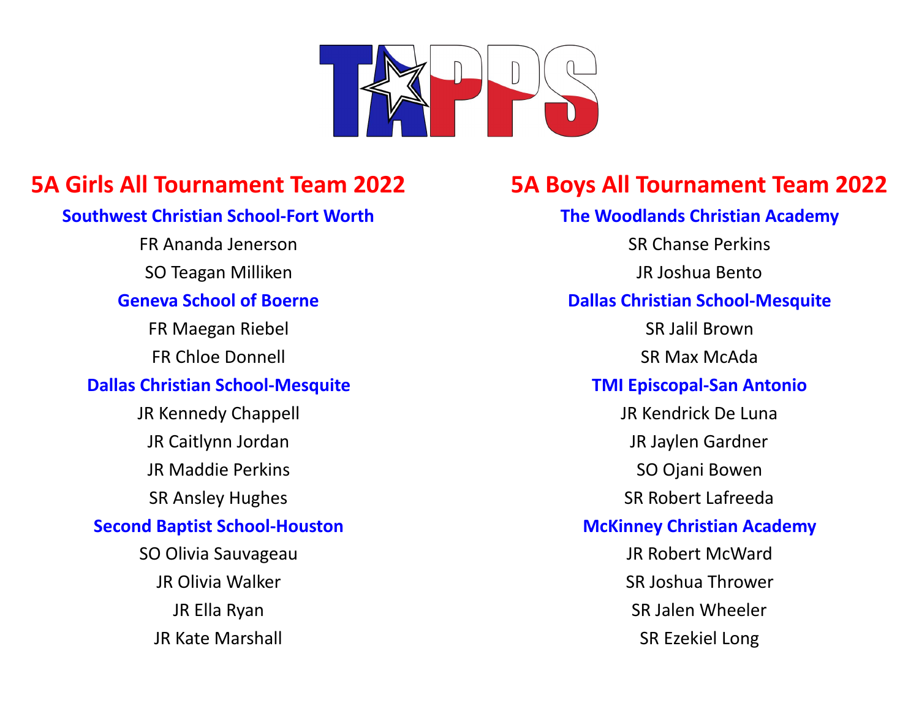TAPPS

## 5A Girls All Tournament Team 2022

**Southwest Christian School-Fort Worth**

FR Ananda Jenerson

SO Teagan Milliken

**Geneva School of Boerne**

FR Maegan Riebel

FR Chloe Donnell

**Dallas Christian School-Mesquite**

JR Kennedy Chappell

JR Caitlynn Jordan

JR Maddie Perkins

SR Ansley Hughes

**Second Baptist School-Houston**

SO Olivia Sauvageau

JR Olivia Walker

JR Ella Ryan

JR Kate Marshall

## 5A Boys All Tournament Team 2022

**The Woodlands Christian Academy**

SR Chanse Perkins

JR Joshua Bento

**Dallas Christian School-Mesquite**

SR Jalil Brown

SR Max McAda

**TMI Episcopal-San Antonio**

JR Kendrick De Luna

JR Jaylen Gardner

SO Ojani Bowen

SR Robert Lafreeda

**McKinney Christian Academy**

JR Robert McWard

SR Joshua Thrower

SR Jalen Wheeler

SR Ezekiel Long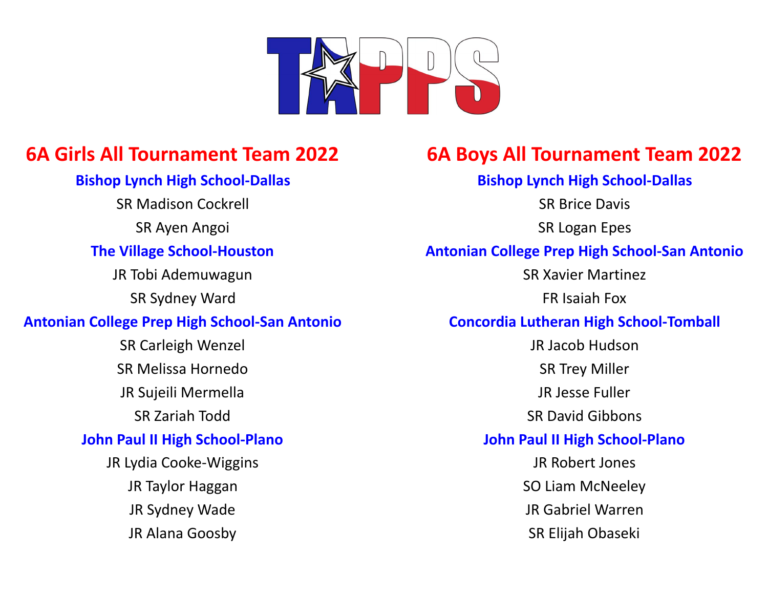TAPPS

## 6A Girls All Tournament Team 2022

**Bishop Lynch High School-Dallas**

SR Madison Cockrell

SR Ayen Angoi

**The Village School-Houston**

JR Tobi Ademuwagun

SR Sydney Ward

**Antonian College Prep High School-San Antonio**

SR Carleigh Wenzel

SR Melissa Hornedo

JR Sujeili Mermella

SR Zariah Todd

**John Paul II High School-Plano**

JR Lydia Cooke-Wiggins

JR Taylor Haggan

JR Sydney Wade

JR Alana Goosby

## 6A Boys All Tournament Team 2022

**Bishop Lynch High School-Dallas**

SR Brice Davis

SR Logan Epes

**Antonian College Prep High School-San Antonio**

SR Xavier Martinez

FR Isaiah Fox

**Concordia Lutheran High School-Tomball**

JR Jacob Hudson

SR Trey Miller

JR Jesse Fuller

SR David Gibbons

**John Paul II High School-Plano**

JR Robert Jones

SO Liam McNeeley

JR Gabriel Warren

SR Elijah Obaseki